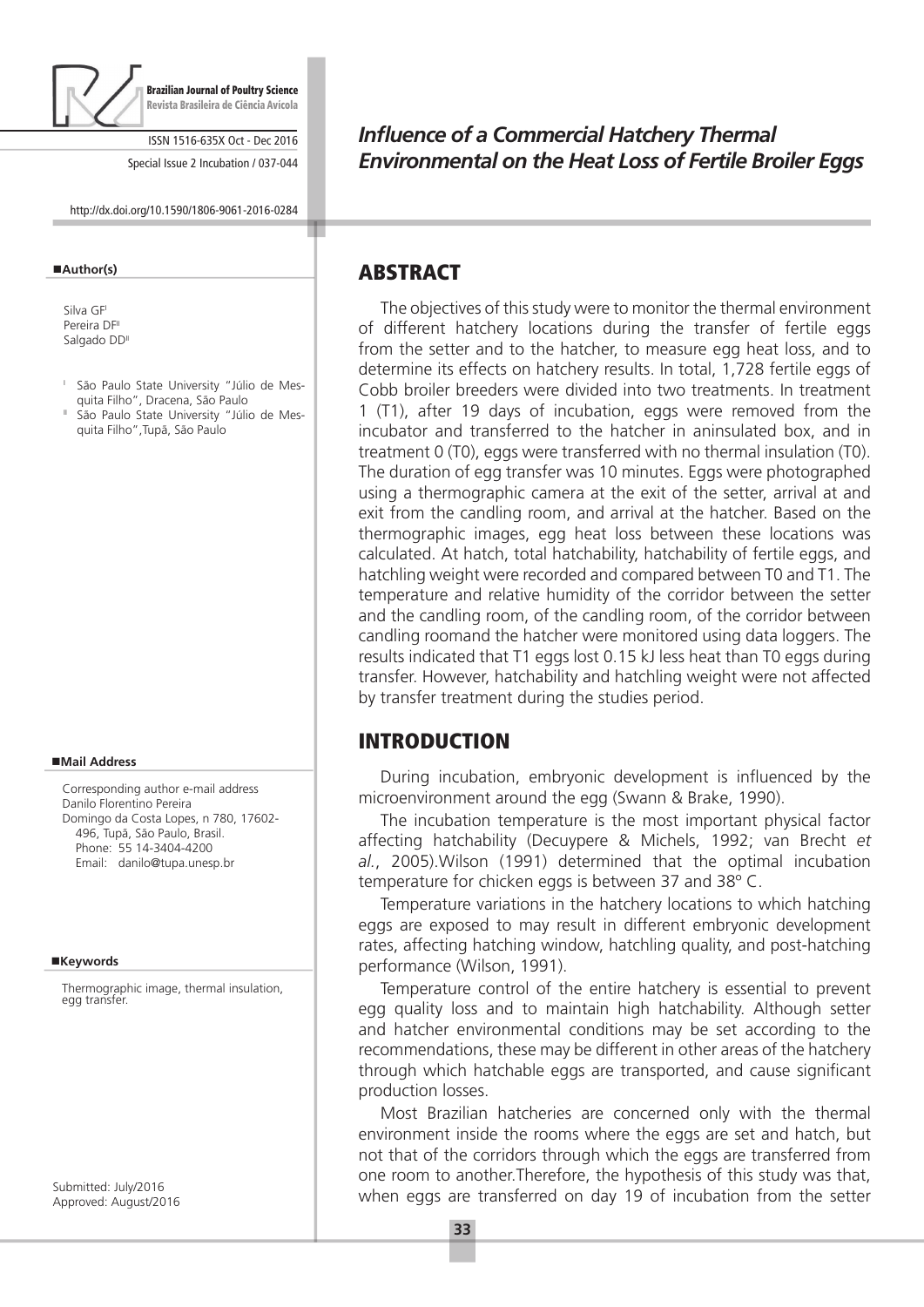# Influence of a Commercial Hatchery Thermal Environmental on the Heat Loss of Fertile Broiler Eggs

**Author(s)**

Silva GF[I]
Pereira DF[II]
Salgado DD[II]

[I] São Paulo State University "Júlio de Mesquita Filho", Dracena, São Paulo
[II] São Paulo State University "Júlio de Mesquita Filho",Tupã, São Paulo

**Mail Address**

Corresponding author e-mail address
Danilo Florentino Pereira
Domingo da Costa Lopes, n 780, 17602-496, Tupã, São Paulo, Brasil.
Phone: 55 14-3404-4200
Email: danilo@tupa.unesp.br

**Keywords**

Thermographic image, thermal insulation, egg transfer.

Submitted: July/2016
Approved: August/2016

## ABSTRACT

The objectives of this study were to monitor the thermal environment of different hatchery locations during the transfer of fertile eggs from the setter and to the hatcher, to measure egg heat loss, and to determine its effects on hatchery results. In total, 1,728 fertile eggs of Cobb broiler breeders were divided into two treatments. In treatment 1 (T1), after 19 days of incubation, eggs were removed from the incubator and transferred to the hatcher in aninsulated box, and in treatment 0 (T0), eggs were transferred with no thermal insulation (T0). The duration of egg transfer was 10 minutes. Eggs were photographed using a thermographic camera at the exit of the setter, arrival at and exit from the candling room, and arrival at the hatcher. Based on the thermographic images, egg heat loss between these locations was calculated. At hatch, total hatchability, hatchability of fertile eggs, and hatchling weight were recorded and compared between T0 and T1. The temperature and relative humidity of the corridor between the setter and the candling room, of the candling room, of the corridor between candling roomand the hatcher were monitored using data loggers. The results indicated that T1 eggs lost 0.15 kJ less heat than T0 eggs during transfer. However, hatchability and hatchling weight were not affected by transfer treatment during the studies period.

## INTRODUCTION

During incubation, embryonic development is influenced by the microenvironment around the egg (Swann & Brake, 1990).

The incubation temperature is the most important physical factor affecting hatchability (Decuypere & Michels, 1992; van Brecht *et al.*, 2005).Wilson (1991) determined that the optimal incubation temperature for chicken eggs is between 37 and 38º C.

Temperature variations in the hatchery locations to which hatching eggs are exposed to may result in different embryonic development rates, affecting hatching window, hatchling quality, and post-hatching performance (Wilson, 1991).

Temperature control of the entire hatchery is essential to prevent egg quality loss and to maintain high hatchability. Although setter and hatcher environmental conditions may be set according to the recommendations, these may be different in other areas of the hatchery through which hatchable eggs are transported, and cause significant production losses.

Most Brazilian hatcheries are concerned only with the thermal environment inside the rooms where the eggs are set and hatch, but not that of the corridors through which the eggs are transferred from one room to another.Therefore, the hypothesis of this study was that, when eggs are transferred on day 19 of incubation from the setter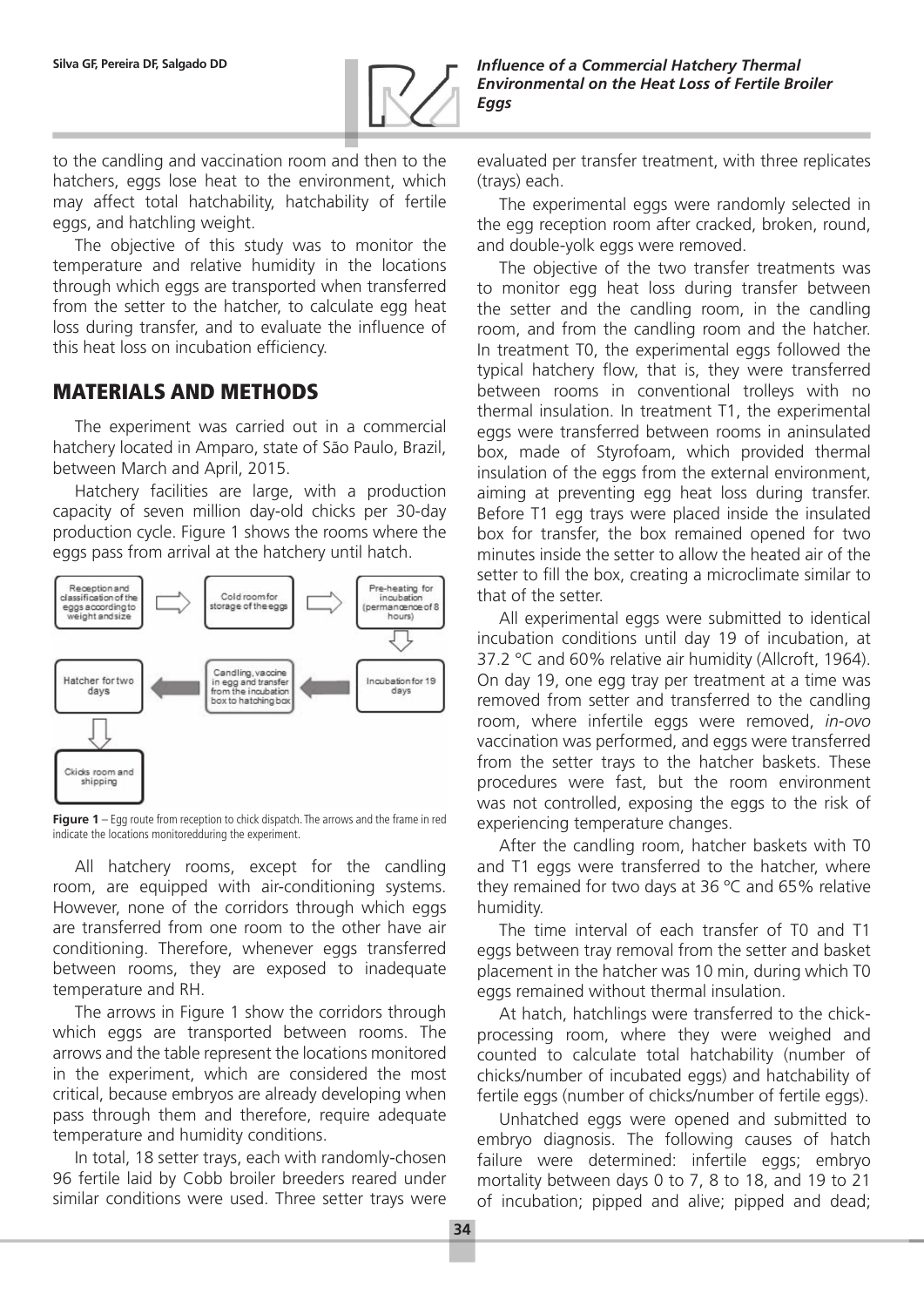to the candling and vaccination room and then to the hatchers, eggs lose heat to the environment, which may affect total hatchability, hatchability of fertile eggs, and hatchling weight.

The objective of this study was to monitor the temperature and relative humidity in the locations through which eggs are transported when transferred from the setter to the hatcher, to calculate egg heat loss during transfer, and to evaluate the influence of this heat loss on incubation efficiency.

## MATERIALS AND METHODS

The experiment was carried out in a commercial hatchery located in Amparo, state of São Paulo, Brazil, between March and April, 2015.

Hatchery facilities are large, with a production capacity of seven million day-old chicks per 30-day production cycle. Figure 1 shows the rooms where the eggs pass from arrival at the hatchery until hatch.

**Figure 1** – Egg route from reception to chick dispatch. The arrows and the frame in red indicate the locations monitoredduring the experiment.

All hatchery rooms, except for the candling room, are equipped with air-conditioning systems. However, none of the corridors through which eggs are transferred from one room to the other have air conditioning. Therefore, whenever eggs transferred between rooms, they are exposed to inadequate temperature and RH.

The arrows in Figure 1 show the corridors through which eggs are transported between rooms. The arrows and the table represent the locations monitored in the experiment, which are considered the most critical, because embryos are already developing when pass through them and therefore, require adequate temperature and humidity conditions.

In total, 18 setter trays, each with randomly-chosen 96 fertile laid by Cobb broiler breeders reared under similar conditions were used. Three setter trays were evaluated per transfer treatment, with three replicates (trays) each.

The experimental eggs were randomly selected in the egg reception room after cracked, broken, round, and double-yolk eggs were removed.

The objective of the two transfer treatments was to monitor egg heat loss during transfer between the setter and the candling room, in the candling room, and from the candling room and the hatcher. In treatment T0, the experimental eggs followed the typical hatchery flow, that is, they were transferred between rooms in conventional trolleys with no thermal insulation. In treatment T1, the experimental eggs were transferred between rooms in aninsulated box, made of Styrofoam, which provided thermal insulation of the eggs from the external environment, aiming at preventing egg heat loss during transfer. Before T1 egg trays were placed inside the insulated box for transfer, the box remained opened for two minutes inside the setter to allow the heated air of the setter to fill the box, creating a microclimate similar to that of the setter.

All experimental eggs were submitted to identical incubation conditions until day 19 of incubation, at 37.2 ºC and 60% relative air humidity (Allcroft, 1964). On day 19, one egg tray per treatment at a time was removed from setter and transferred to the candling room, where infertile eggs were removed, *in-ovo* vaccination was performed, and eggs were transferred from the setter trays to the hatcher baskets. These procedures were fast, but the room environment was not controlled, exposing the eggs to the risk of experiencing temperature changes.

After the candling room, hatcher baskets with T0 and T1 eggs were transferred to the hatcher, where they remained for two days at 36 ºC and 65% relative humidity.

The time interval of each transfer of T0 and T1 eggs between tray removal from the setter and basket placement in the hatcher was 10 min, during which T0 eggs remained without thermal insulation.

At hatch, hatchlings were transferred to the chick-processing room, where they were weighed and counted to calculate total hatchability (number of chicks/number of incubated eggs) and hatchability of fertile eggs (number of chicks/number of fertile eggs).

Unhatched eggs were opened and submitted to embryo diagnosis. The following causes of hatch failure were determined: infertile eggs; embryo mortality between days 0 to 7, 8 to 18, and 19 to 21 of incubation; pipped and alive; pipped and dead;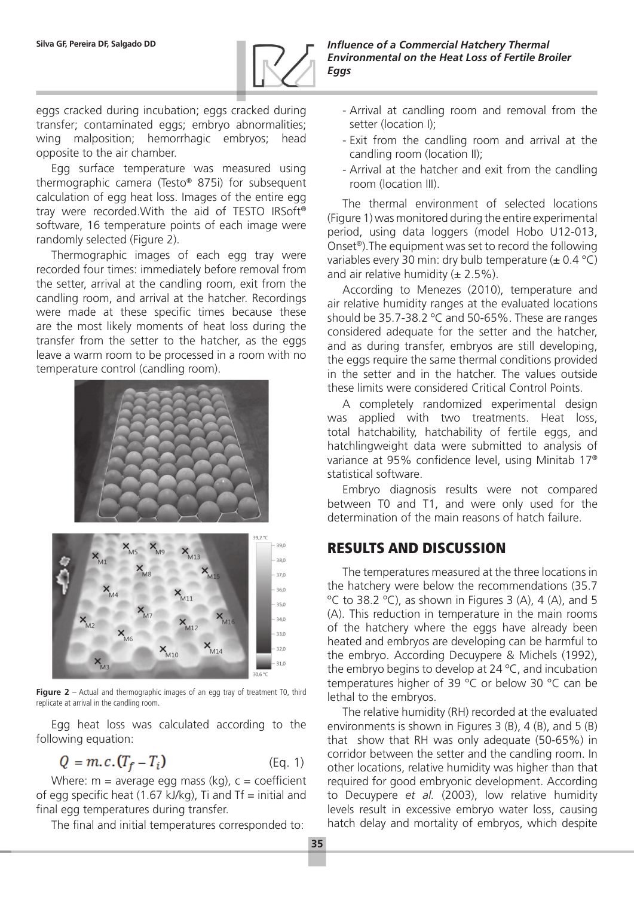eggs cracked during incubation; eggs cracked during transfer; contaminated eggs; embryo abnormalities; wing malposition; hemorrhagic embryos; head opposite to the air chamber.

Egg surface temperature was measured using thermographic camera (Testo® 875i) for subsequent calculation of egg heat loss. Images of the entire egg tray were recorded.With the aid of TESTO IRSoft® software, 16 temperature points of each image were randomly selected (Figure 2).

Thermographic images of each egg tray were recorded four times: immediately before removal from the setter, arrival at the candling room, exit from the candling room, and arrival at the hatcher. Recordings were made at these specific times because these are the most likely moments of heat loss during the transfer from the setter to the hatcher, as the eggs leave a warm room to be processed in a room with no temperature control (candling room).

**Figure 2** – Actual and thermographic images of an egg tray of treatment T0, third replicate at arrival in the candling room.

Egg heat loss was calculated according to the following equation:

$$Q = m.c.(T_f - T_i) \quad \text{(Eq. 1)}$$

Where: m = average egg mass (kg), c = coefficient of egg specific heat (1.67 kJ/kg), Ti and Tf = initial and final egg temperatures during transfer.

The final and initial temperatures corresponded to:

- Arrival at candling room and removal from the setter (location I);
- Exit from the candling room and arrival at the candling room (location II);
- Arrival at the hatcher and exit from the candling room (location III).

The thermal environment of selected locations (Figure 1) was monitored during the entire experimental period, using data loggers (model Hobo U12-013, Onset®).The equipment was set to record the following variables every 30 min: dry bulb temperature (± 0.4 °C) and air relative humidity (± 2.5%).

According to Menezes (2010), temperature and air relative humidity ranges at the evaluated locations should be 35.7-38.2 °C and 50-65%. These are ranges considered adequate for the setter and the hatcher, and as during transfer, embryos are still developing, the eggs require the same thermal conditions provided in the setter and in the hatcher. The values outside these limits were considered Critical Control Points.

A completely randomized experimental design was applied with two treatments. Heat loss, total hatchability, hatchability of fertile eggs, and hatchlingweight data were submitted to analysis of variance at 95% confidence level, using Minitab 17® statistical software.

Embryo diagnosis results were not compared between T0 and T1, and were only used for the determination of the main reasons of hatch failure.

## RESULTS AND DISCUSSION

The temperatures measured at the three locations in the hatchery were below the recommendations (35.7 °C to 38.2 °C), as shown in Figures 3 (A), 4 (A), and 5 (A). This reduction in temperature in the main rooms of the hatchery where the eggs have already been heated and embryos are developing can be harmful to the embryo. According Decuypere & Michels (1992), the embryo begins to develop at 24 ºC, and incubation temperatures higher of 39 °C or below 30 °C can be lethal to the embryos.

The relative humidity (RH) recorded at the evaluated environments is shown in Figures 3 (B), 4 (B), and 5 (B) that show that RH was only adequate (50-65%) in corridor between the setter and the candling room. In other locations, relative humidity was higher than that required for good embryonic development. According to Decuypere *et al.* (2003), low relative humidity levels result in excessive embryo water loss, causing hatch delay and mortality of embryos, which despite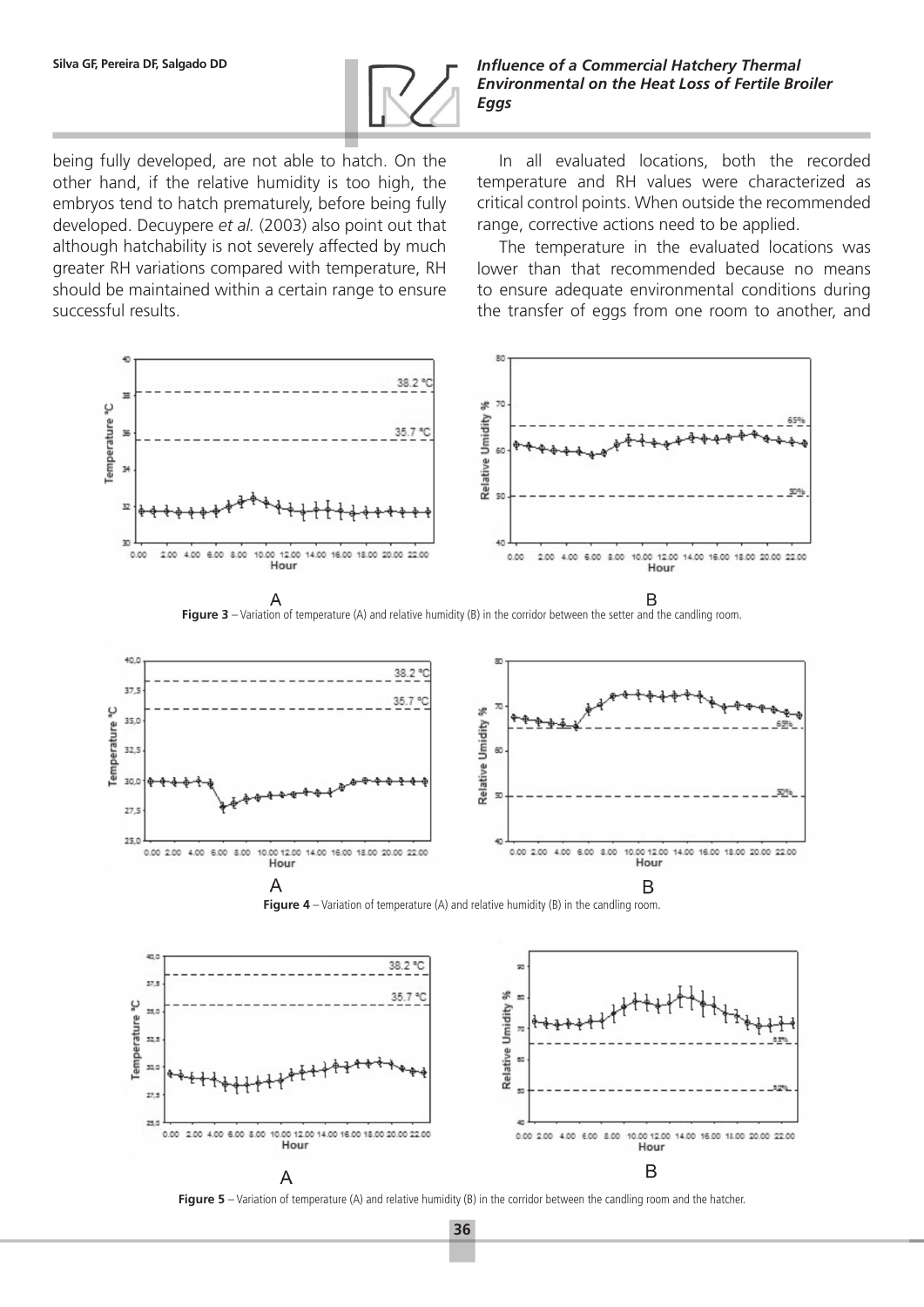being fully developed, are not able to hatch. On the other hand, if the relative humidity is too high, the embryos tend to hatch prematurely, before being fully developed. Decuypere *et al.* (2003) also point out that although hatchability is not severely affected by much greater RH variations compared with temperature, RH should be maintained within a certain range to ensure successful results.

In all evaluated locations, both the recorded temperature and RH values were characterized as critical control points. When outside the recommended range, corrective actions need to be applied.

The temperature in the evaluated locations was lower than that recommended because no means to ensure adequate environmental conditions during the transfer of eggs from one room to another, and

**Figure 3** – Variation of temperature (A) and relative humidity (B) in the corridor between the setter and the candling room.

**Figure 4** – Variation of temperature (A) and relative humidity (B) in the candling room.

**Figure 5** – Variation of temperature (A) and relative humidity (B) in the corridor between the candling room and the hatcher.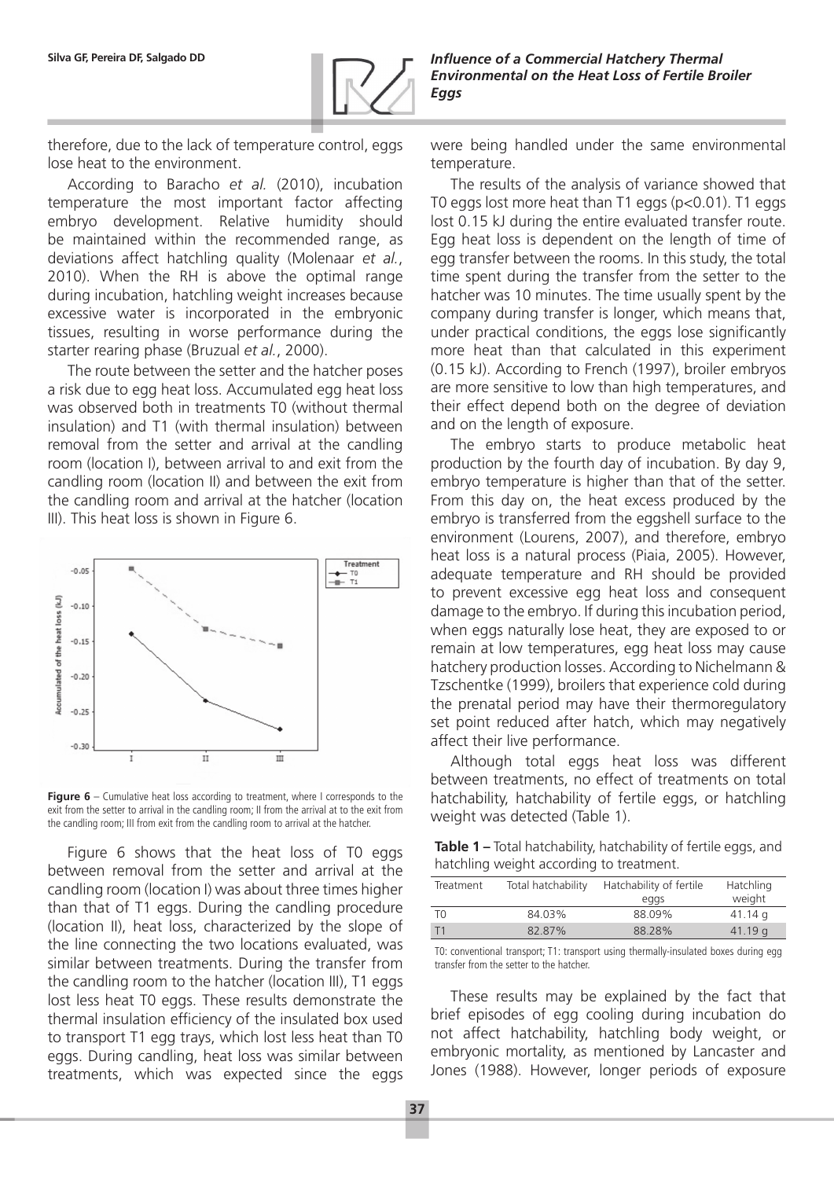therefore, due to the lack of temperature control, eggs lose heat to the environment.

According to Baracho *et al.* (2010), incubation temperature the most important factor affecting embryo development. Relative humidity should be maintained within the recommended range, as deviations affect hatchling quality (Molenaar *et al.*, 2010). When the RH is above the optimal range during incubation, hatchling weight increases because excessive water is incorporated in the embryonic tissues, resulting in worse performance during the starter rearing phase (Bruzual *et al.*, 2000).

The route between the setter and the hatcher poses a risk due to egg heat loss. Accumulated egg heat loss was observed both in treatments T0 (without thermal insulation) and T1 (with thermal insulation) between removal from the setter and arrival at the candling room (location I), between arrival to and exit from the candling room (location II) and between the exit from the candling room and arrival at the hatcher (location III). This heat loss is shown in Figure 6.

**Figure 6** – Cumulative heat loss according to treatment, where I corresponds to the exit from the setter to arrival in the candling room; II from the arrival at to the exit from the candling room; III from exit from the candling room to arrival at the hatcher.

Figure 6 shows that the heat loss of T0 eggs between removal from the setter and arrival at the candling room (location I) was about three times higher than that of T1 eggs. During the candling procedure (location II), heat loss, characterized by the slope of the line connecting the two locations evaluated, was similar between treatments. During the transfer from the candling room to the hatcher (location III), T1 eggs lost less heat T0 eggs. These results demonstrate the thermal insulation efficiency of the insulated box used to transport T1 egg trays, which lost less heat than T0 eggs. During candling, heat loss was similar between treatments, which was expected since the eggs were being handled under the same environmental temperature.

The results of the analysis of variance showed that T0 eggs lost more heat than T1 eggs ($p<0.01$). T1 eggs lost 0.15 kJ during the entire evaluated transfer route. Egg heat loss is dependent on the length of time of egg transfer between the rooms. In this study, the total time spent during the transfer from the setter to the hatcher was 10 minutes. The time usually spent by the company during transfer is longer, which means that, under practical conditions, the eggs lose significantly more heat than that calculated in this experiment (0.15 kJ). According to French (1997), broiler embryos are more sensitive to low than high temperatures, and their effect depend both on the degree of deviation and on the length of exposure.

The embryo starts to produce metabolic heat production by the fourth day of incubation. By day 9, embryo temperature is higher than that of the setter. From this day on, the heat excess produced by the embryo is transferred from the eggshell surface to the environment (Lourens, 2007), and therefore, embryo heat loss is a natural process (Piaia, 2005). However, adequate temperature and RH should be provided to prevent excessive egg heat loss and consequent damage to the embryo. If during this incubation period, when eggs naturally lose heat, they are exposed to or remain at low temperatures, egg heat loss may cause hatchery production losses. According to Nichelmann & Tzschentke (1999), broilers that experience cold during the prenatal period may have their thermoregulatory set point reduced after hatch, which may negatively affect their live performance.

Although total eggs heat loss was different between treatments, no effect of treatments on total hatchability, hatchability of fertile eggs, or hatchling weight was detected (Table 1).

**Table 1 –** Total hatchability, hatchability of fertile eggs, and hatchling weight according to treatment.

| Treatment | Total hatchability | Hatchability of fertile eggs | Hatchling weight |
|---|---|---|---|
| T0 | 84.03% | 88.09% | 41.14 g |
| T1 | 82.87% | 88.28% | 41.19 g |

T0: conventional transport; T1: transport using thermally-insulated boxes during egg transfer from the setter to the hatcher.

These results may be explained by the fact that brief episodes of egg cooling during incubation do not affect hatchability, hatchling body weight, or embryonic mortality, as mentioned by Lancaster and Jones (1988). However, longer periods of exposure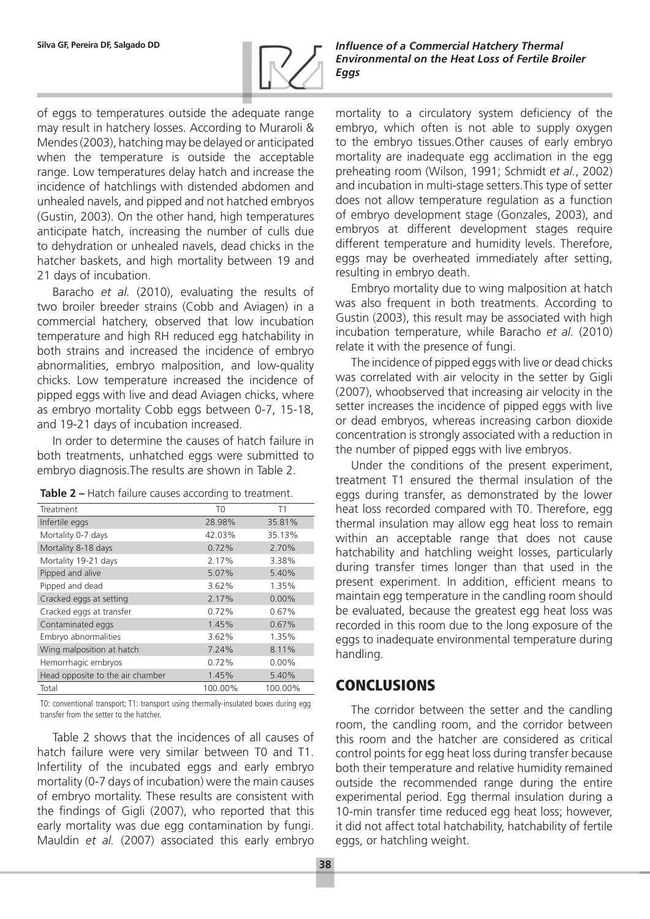of eggs to temperatures outside the adequate range may result in hatchery losses. According to Muraroli & Mendes (2003), hatching may be delayed or anticipated when the temperature is outside the acceptable range. Low temperatures delay hatch and increase the incidence of hatchlings with distended abdomen and unhealed navels, and pipped and not hatched embryos (Gustin, 2003). On the other hand, high temperatures anticipate hatch, increasing the number of culls due to dehydration or unhealed navels, dead chicks in the hatcher baskets, and high mortality between 19 and 21 days of incubation.

Baracho *et al.* (2010), evaluating the results of two broiler breeder strains (Cobb and Aviagen) in a commercial hatchery, observed that low incubation temperature and high RH reduced egg hatchability in both strains and increased the incidence of embryo abnormalities, embryo malposition, and low-quality chicks. Low temperature increased the incidence of pipped eggs with live and dead Aviagen chicks, where as embryo mortality Cobb eggs between 0-7, 15-18, and 19-21 days of incubation increased.

In order to determine the causes of hatch failure in both treatments, unhatched eggs were submitted to embryo diagnosis.The results are shown in Table 2.

**Table 2 –** Hatch failure causes according to treatment.

| Treatment | T0 | T1 |
|---|---|---|
| Infertile eggs | 28.98% | 35.81% |
| Mortality 0-7 days | 42.03% | 35.13% |
| Mortality 8-18 days | 0.72% | 2.70% |
| Mortality 19-21 days | 2.17% | 3.38% |
| Pipped and alive | 5.07% | 5.40% |
| Pipped and dead | 3.62% | 1.35% |
| Cracked eggs at setting | 2.17% | 0.00% |
| Cracked eggs at transfer | 0.72% | 0.67% |
| Contaminated eggs | 1.45% | 0.67% |
| Embryo abnormalities | 3.62% | 1.35% |
| Wing malposition at hatch | 7.24% | 8.11% |
| Hemorrhagic embryos | 0.72% | 0.00% |
| Head opposite to the air chamber | 1.45% | 5.40% |
| Total | 100.00% | 100.00% |

T0: conventional transport; T1: transport using thermally-insulated boxes during egg transfer from the setter to the hatcher.

Table 2 shows that the incidences of all causes of hatch failure were very similar between T0 and T1. Infertility of the incubated eggs and early embryo mortality (0-7 days of incubation) were the main causes of embryo mortality. These results are consistent with the findings of Gigli (2007), who reported that this early mortality was due egg contamination by fungi. Mauldin *et al.* (2007) associated this early embryo mortality to a circulatory system deficiency of the embryo, which often is not able to supply oxygen to the embryo tissues.Other causes of early embryo mortality are inadequate egg acclimation in the egg preheating room (Wilson, 1991; Schmidt *et al.*, 2002) and incubation in multi-stage setters.This type of setter does not allow temperature regulation as a function of embryo development stage (Gonzales, 2003), and embryos at different development stages require different temperature and humidity levels. Therefore, eggs may be overheated immediately after setting, resulting in embryo death.

Embryo mortality due to wing malposition at hatch was also frequent in both treatments. According to Gustin (2003), this result may be associated with high incubation temperature, while Baracho *et al.* (2010) relate it with the presence of fungi.

The incidence of pipped eggs with live or dead chicks was correlated with air velocity in the setter by Gigli (2007), whoobserved that increasing air velocity in the setter increases the incidence of pipped eggs with live or dead embryos, whereas increasing carbon dioxide concentration is strongly associated with a reduction in the number of pipped eggs with live embryos.

Under the conditions of the present experiment, treatment T1 ensured the thermal insulation of the eggs during transfer, as demonstrated by the lower heat loss recorded compared with T0. Therefore, egg thermal insulation may allow egg heat loss to remain within an acceptable range that does not cause hatchability and hatchling weight losses, particularly during transfer times longer than that used in the present experiment. In addition, efficient means to maintain egg temperature in the candling room should be evaluated, because the greatest egg heat loss was recorded in this room due to the long exposure of the eggs to inadequate environmental temperature during handling.

## CONCLUSIONS

The corridor between the setter and the candling room, the candling room, and the corridor between this room and the hatcher are considered as critical control points for egg heat loss during transfer because both their temperature and relative humidity remained outside the recommended range during the entire experimental period. Egg thermal insulation during a 10-min transfer time reduced egg heat loss; however, it did not affect total hatchability, hatchability of fertile eggs, or hatchling weight.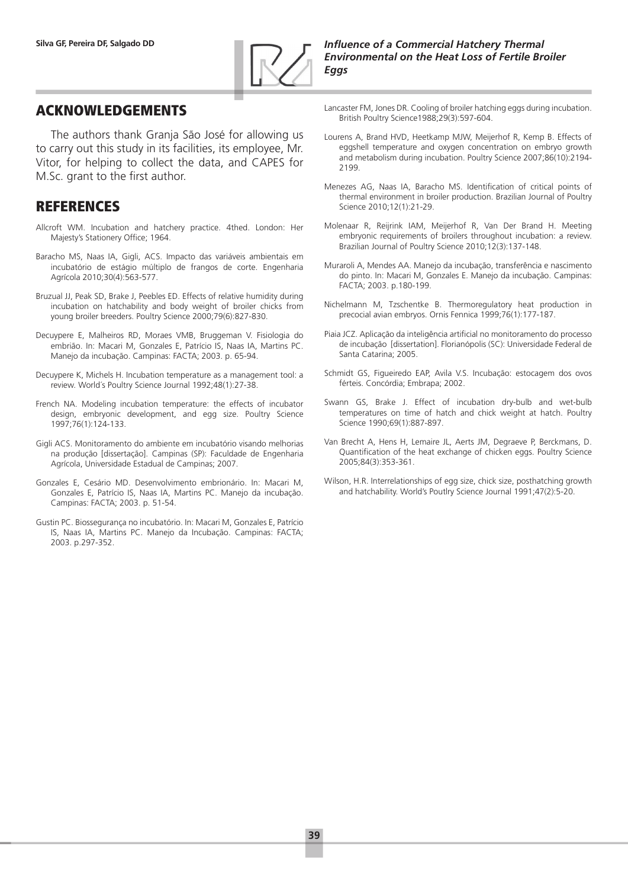## ACKNOWLEDGEMENTS

The authors thank Granja São José for allowing us to carry out this study in its facilities, its employee, Mr. Vitor, for helping to collect the data, and CAPES for M.Sc. grant to the first author.

## REFERENCES

Allcroft WM. Incubation and hatchery practice. 4thed. London: Her Majesty's Stationery Office; 1964.

Baracho MS, Naas IA, Gigli, ACS. Impacto das variáveis ambientais em incubatório de estágio múltiplo de frangos de corte. Engenharia Agrícola 2010;30(4):563-577.

Bruzual JJ, Peak SD, Brake J, Peebles ED. Effects of relative humidity during incubation on hatchability and body weight of broiler chicks from young broiler breeders. Poultry Science 2000;79(6):827-830.

Decuypere E, Malheiros RD, Moraes VMB, Bruggeman V. Fisiologia do embrião. In: Macari M, Gonzales E, Patrício IS, Naas IA, Martins PC. Manejo da incubação. Campinas: FACTA; 2003. p. 65-94.

Decuypere K, Michels H. Incubation temperature as a management tool: a review. World´s Poultry Science Journal 1992;48(1):27-38.

French NA. Modeling incubation temperature: the effects of incubator design, embryonic development, and egg size. Poultry Science 1997;76(1):124-133.

Gigli ACS. Monitoramento do ambiente em incubatório visando melhorias na produção [dissertação]. Campinas (SP): Faculdade de Engenharia Agrícola, Universidade Estadual de Campinas; 2007.

Gonzales E, Cesário MD. Desenvolvimento embrionário. In: Macari M, Gonzales E, Patrício IS, Naas IA, Martins PC. Manejo da incubação. Campinas: FACTA; 2003. p. 51-54.

Gustin PC. Biossegurança no incubatório. In: Macari M, Gonzales E, Patrício IS, Naas IA, Martins PC. Manejo da Incubação. Campinas: FACTA; 2003. p.297-352.

Lancaster FM, Jones DR. Cooling of broiler hatching eggs during incubation. British Poultry Science1988;29(3):597-604.

Lourens A, Brand HVD, Heetkamp MJW, Meijerhof R, Kemp B. Effects of eggshell temperature and oxygen concentration on embryo growth and metabolism during incubation. Poultry Science 2007;86(10):2194-2199.

Menezes AG, Naas IA, Baracho MS. Identification of critical points of thermal environment in broiler production. Brazilian Journal of Poultry Science 2010;12(1):21-29.

Molenaar R, Reijrink IAM, Meijerhof R, Van Der Brand H. Meeting embryonic requirements of broilers throughout incubation: a review. Brazilian Journal of Poultry Science 2010;12(3):137-148.

Muraroli A, Mendes AA. Manejo da incubação, transferência e nascimento do pinto. In: Macari M, Gonzales E. Manejo da incubação. Campinas: FACTA; 2003. p.180-199.

Nichelmann M, Tzschentke B. Thermoregulatory heat production in precocial avian embryos. Ornis Fennica 1999;76(1):177-187.

Piaia JCZ. Aplicação da inteligência artificial no monitoramento do processo de incubação [dissertation]. Florianópolis (SC): Universidade Federal de Santa Catarina; 2005.

Schmidt GS, Figueiredo EAP, Avila V.S. Incubação: estocagem dos ovos férteis. Concórdia; Embrapa; 2002.

Swann GS, Brake J. Effect of incubation dry-bulb and wet-bulb temperatures on time of hatch and chick weight at hatch. Poultry Science 1990;69(1):887-897.

Van Brecht A, Hens H, Lemaire JL, Aerts JM, Degraeve P, Berckmans, D. Quantification of the heat exchange of chicken eggs. Poultry Science 2005;84(3):353-361.

Wilson, H.R. Interrelationships of egg size, chick size, posthatching growth and hatchability. World's Poutlry Science Journal 1991;47(2):5-20.